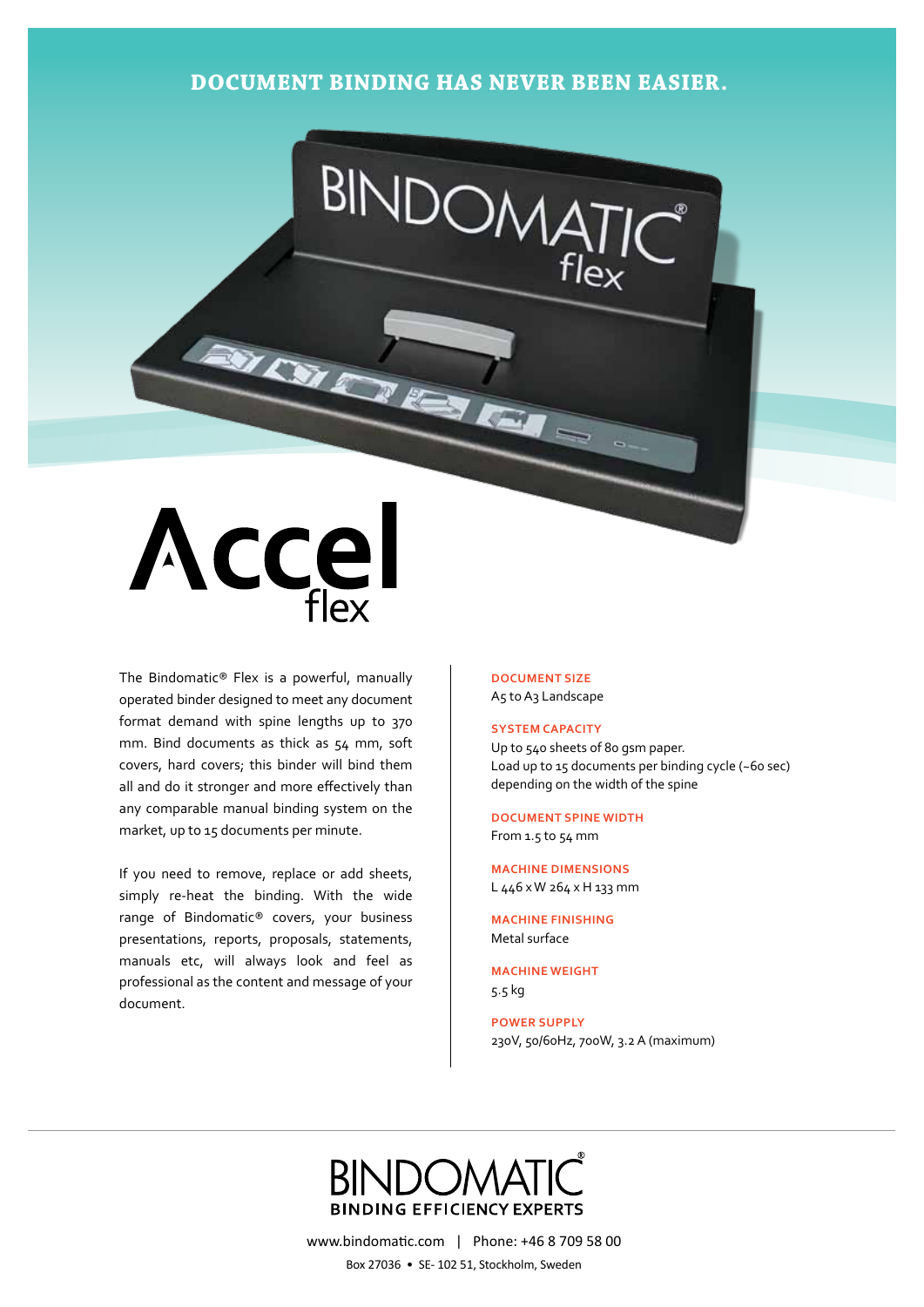# DOCUMENT BINDING HAS NEVER BEEN EASIER.

# Accel flex

The Bindomatic® Flex is a powerful, manually operated binder designed to meet any document format demand with spine lengths up to 370 mm. Bind documents as thick as 54 mm, soft covers, hard covers; this binder will bind them all and do it stronger and more effectively than any comparable manual binding system on the market, up to 15 documents per minute.

If you need to remove, replace or add sheets, simply re-heat the binding. With the wide range of Bindomatic® covers, your business presentations, reports, proposals, statements, manuals etc, will always look and feel as professional as the content and message of your document.

**DOCUMENT SIZE**
A5 to A3 Landscape

**SYSTEM CAPACITY**
Up to 540 sheets of 80 gsm paper.
Load up to 15 documents per binding cycle (~60 sec) depending on the width of the spine

**DOCUMENT SPINE WIDTH**
From 1.5 to 54 mm

**MACHINE DIMENSIONS**
L 446 x W 264 x H 133 mm

**MACHINE FINISHING**
Metal surface

**MACHINE WEIGHT**
5.5 kg

**POWER SUPPLY**
230V, 50/60Hz, 700W, 3.2 A (maximum)

BINDOMATIC®
BINDING EFFICIENCY EXPERTS

www.bindomatic.com | Phone: +46 8 709 58 00
Box 27036 • SE- 102 51, Stockholm, Sweden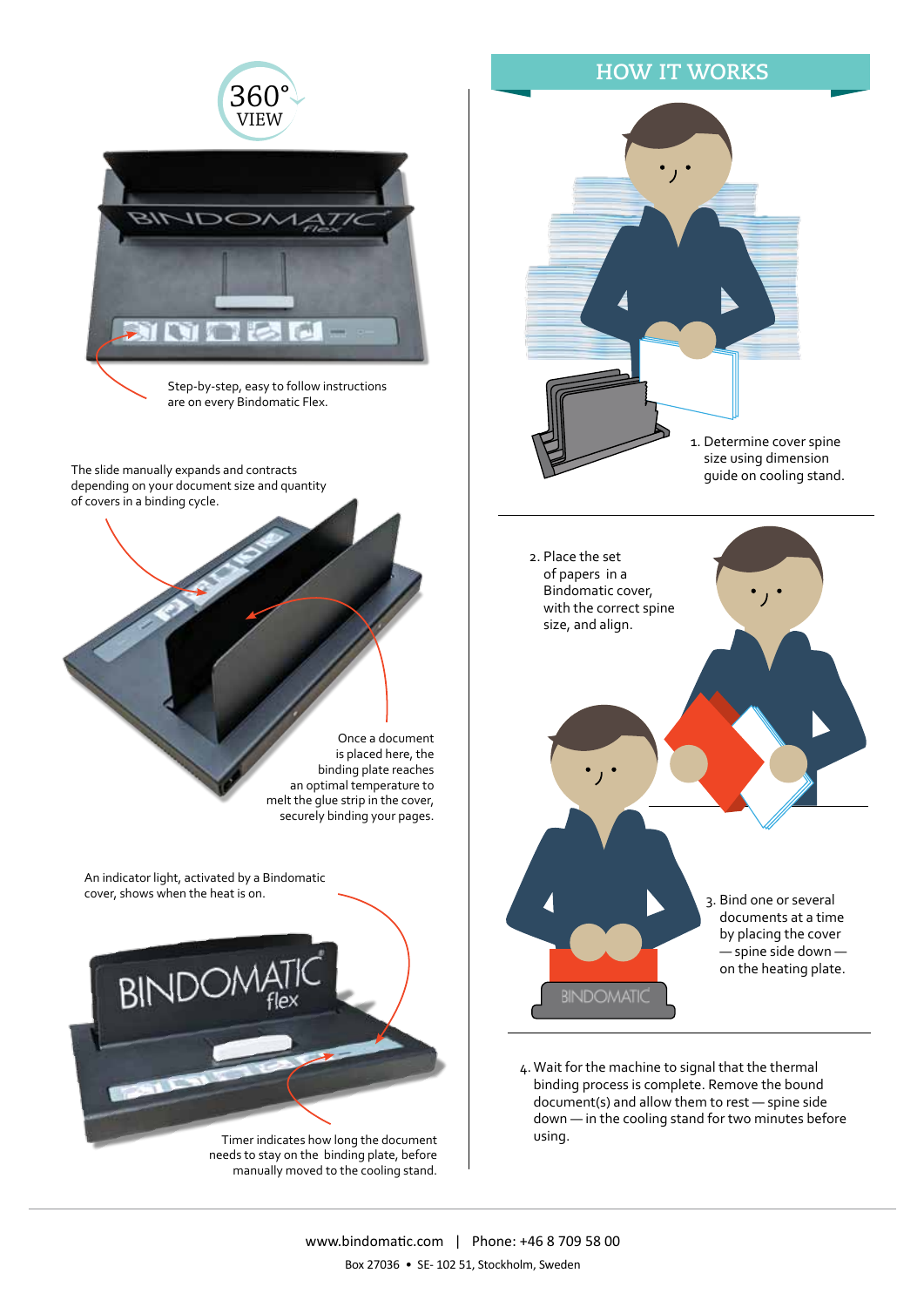360° VIEW

Step-by-step, easy to follow instructions are on every Bindomatic Flex.

The slide manually expands and contracts depending on your document size and quantity of covers in a binding cycle.

Once a document is placed here, the binding plate reaches an optimal temperature to melt the glue strip in the cover, securely binding your pages.

An indicator light, activated by a Bindomatic cover, shows when the heat is on.

Timer indicates how long the document needs to stay on the binding plate, before manually moved to the cooling stand.

## HOW IT WORKS

1. Determine cover spine size using dimension guide on cooling stand.

2. Place the set of papers in a Bindomatic cover, with the correct spine size, and align.

3. Bind one or several documents at a time by placing the cover — spine side down — on the heating plate.

4. Wait for the machine to signal that the thermal binding process is complete. Remove the bound document(s) and allow them to rest — spine side down — in the cooling stand for two minutes before using.

www.bindomatic.com | Phone: +46 8 709 58 00

Box 27036 • SE- 102 51, Stockholm, Sweden